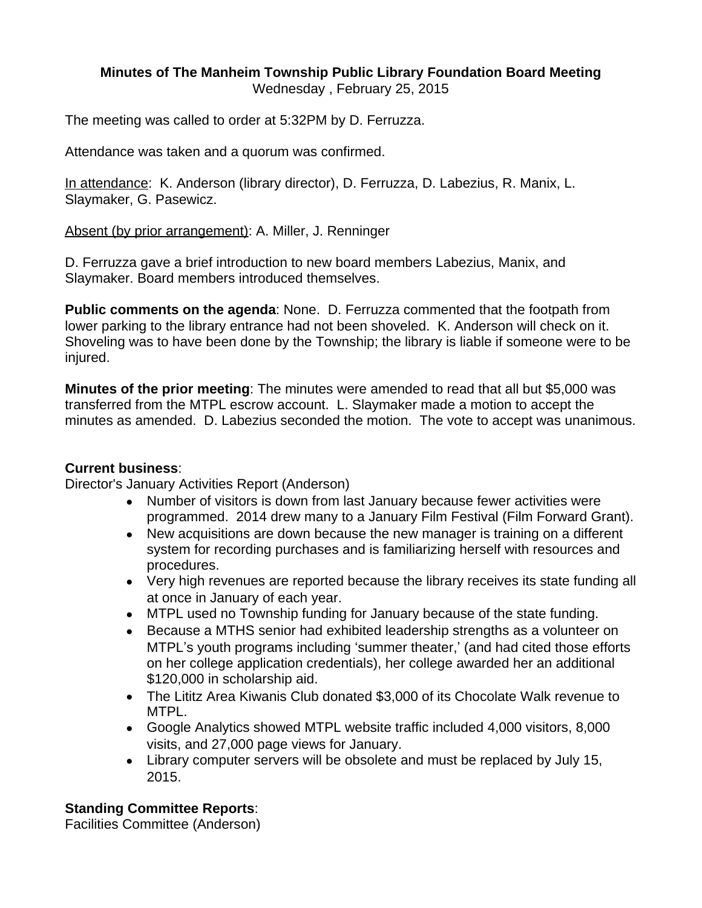**Minutes of The Manheim Township Public Library Foundation Board Meeting**
Wednesday , February 25, 2015

The meeting was called to order at 5:32PM by D. Ferruzza.

Attendance was taken and a quorum was confirmed.

In attendance: K. Anderson (library director), D. Ferruzza, D. Labezius, R. Manix, L. Slaymaker, G. Pasewicz.

Absent (by prior arrangement): A. Miller, J. Renninger

D. Ferruzza gave a brief introduction to new board members Labezius, Manix, and Slaymaker. Board members introduced themselves.

**Public comments on the agenda**: None. D. Ferruzza commented that the footpath from lower parking to the library entrance had not been shoveled. K. Anderson will check on it. Shoveling was to have been done by the Township; the library is liable if someone were to be injured.

**Minutes of the prior meeting**: The minutes were amended to read that all but $5,000 was transferred from the MTPL escrow account. L. Slaymaker made a motion to accept the minutes as amended. D. Labezius seconded the motion. The vote to accept was unanimous.

**Current business**:
Director's January Activities Report (Anderson)

- Number of visitors is down from last January because fewer activities were programmed. 2014 drew many to a January Film Festival (Film Forward Grant).
- New acquisitions are down because the new manager is training on a different system for recording purchases and is familiarizing herself with resources and procedures.
- Very high revenues are reported because the library receives its state funding all at once in January of each year.
- MTPL used no Township funding for January because of the state funding.
- Because a MTHS senior had exhibited leadership strengths as a volunteer on MTPL's youth programs including 'summer theater,' (and had cited those efforts on her college application credentials), her college awarded her an additional $120,000 in scholarship aid.
- The Lititz Area Kiwanis Club donated $3,000 of its Chocolate Walk revenue to MTPL.
- Google Analytics showed MTPL website traffic included 4,000 visitors, 8,000 visits, and 27,000 page views for January.
- Library computer servers will be obsolete and must be replaced by July 15, 2015.

**Standing Committee Reports**:
Facilities Committee (Anderson)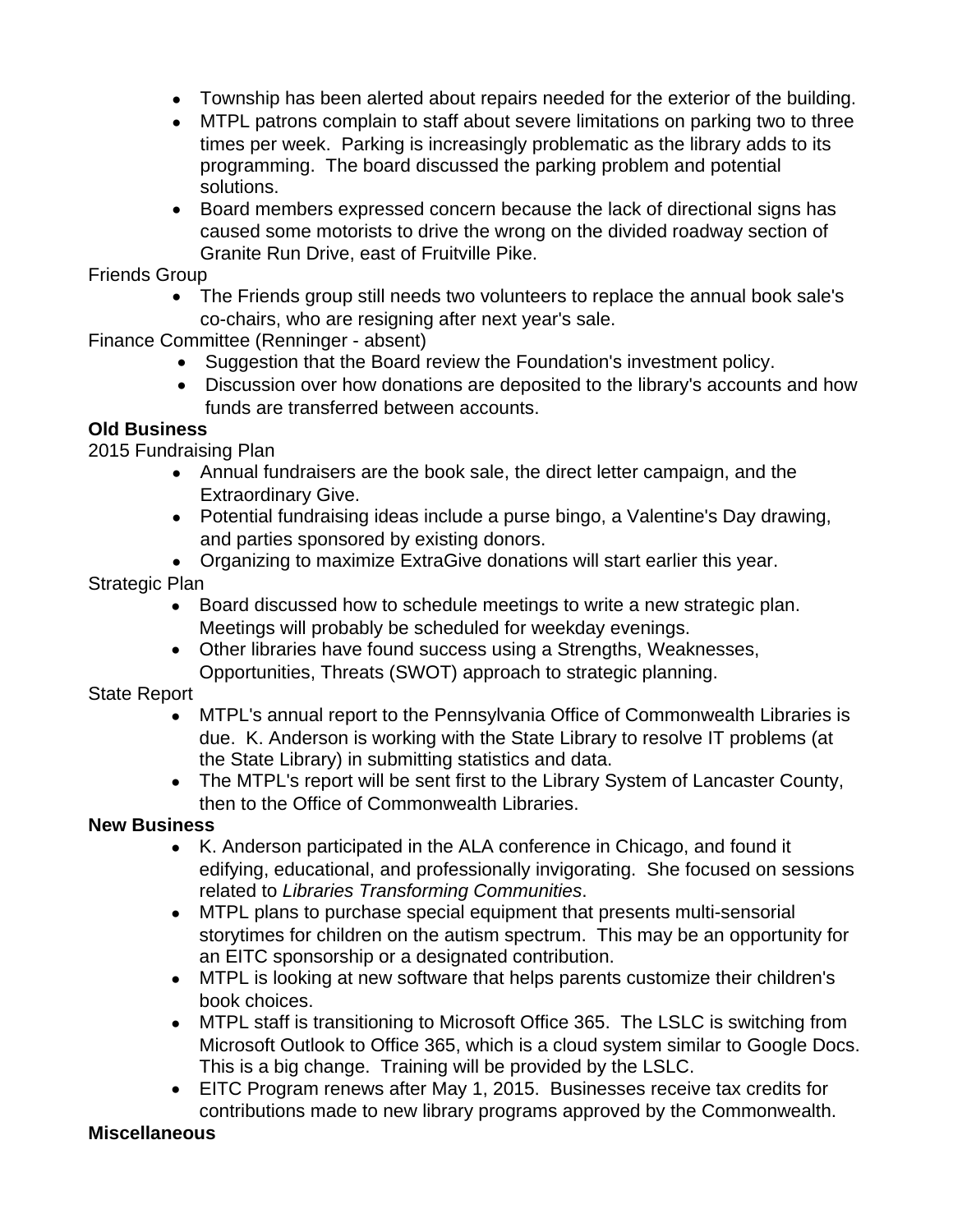- Township has been alerted about repairs needed for the exterior of the building.
- MTPL patrons complain to staff about severe limitations on parking two to three times per week. Parking is increasingly problematic as the library adds to its programming. The board discussed the parking problem and potential solutions.
- Board members expressed concern because the lack of directional signs has caused some motorists to drive the wrong on the divided roadway section of Granite Run Drive, east of Fruitville Pike.

Friends Group

- The Friends group still needs two volunteers to replace the annual book sale's co-chairs, who are resigning after next year's sale.

Finance Committee (Renninger - absent)

- Suggestion that the Board review the Foundation's investment policy.
- Discussion over how donations are deposited to the library's accounts and how funds are transferred between accounts.

**Old Business**

2015 Fundraising Plan

- Annual fundraisers are the book sale, the direct letter campaign, and the Extraordinary Give.
- Potential fundraising ideas include a purse bingo, a Valentine's Day drawing, and parties sponsored by existing donors.
- Organizing to maximize ExtraGive donations will start earlier this year.

Strategic Plan

- Board discussed how to schedule meetings to write a new strategic plan. Meetings will probably be scheduled for weekday evenings.
- Other libraries have found success using a Strengths, Weaknesses, Opportunities, Threats (SWOT) approach to strategic planning.

State Report

- MTPL's annual report to the Pennsylvania Office of Commonwealth Libraries is due. K. Anderson is working with the State Library to resolve IT problems (at the State Library) in submitting statistics and data.
- The MTPL's report will be sent first to the Library System of Lancaster County, then to the Office of Commonwealth Libraries.

**New Business**

- K. Anderson participated in the ALA conference in Chicago, and found it edifying, educational, and professionally invigorating. She focused on sessions related to *Libraries Transforming Communities*.
- MTPL plans to purchase special equipment that presents multi-sensorial storytimes for children on the autism spectrum. This may be an opportunity for an EITC sponsorship or a designated contribution.
- MTPL is looking at new software that helps parents customize their children's book choices.
- MTPL staff is transitioning to Microsoft Office 365. The LSLC is switching from Microsoft Outlook to Office 365, which is a cloud system similar to Google Docs. This is a big change. Training will be provided by the LSLC.
- EITC Program renews after May 1, 2015. Businesses receive tax credits for contributions made to new library programs approved by the Commonwealth.

**Miscellaneous**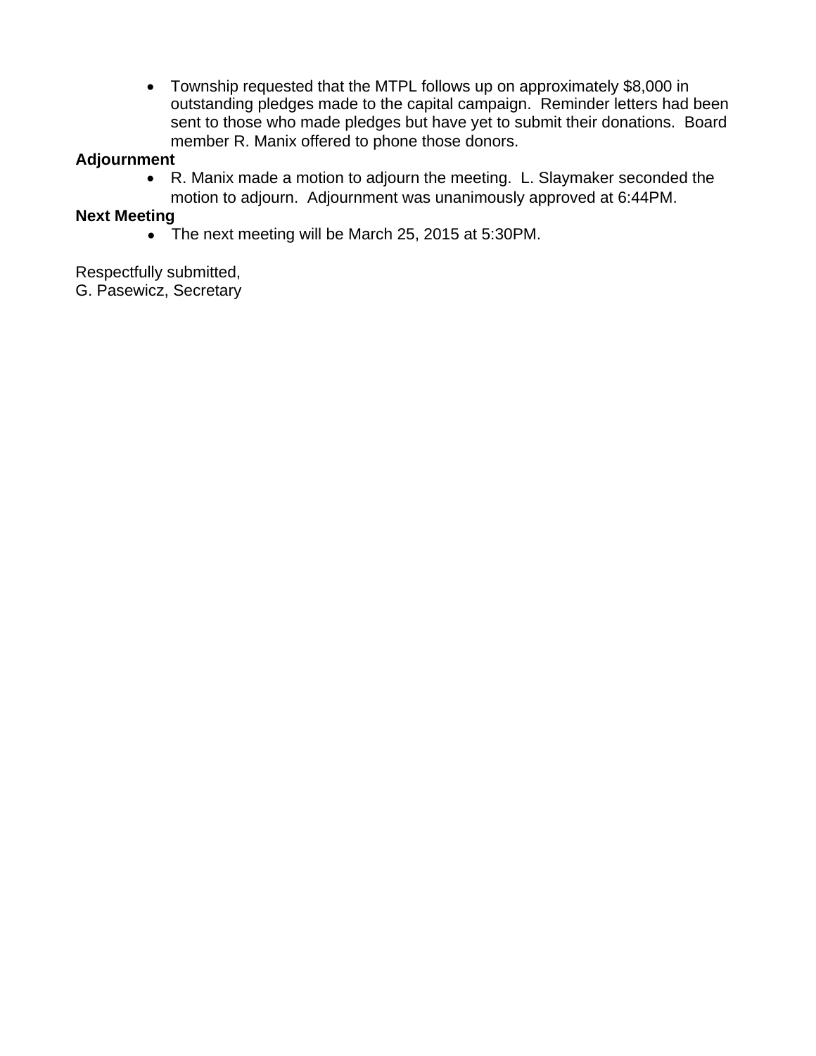- Township requested that the MTPL follows up on approximately $8,000 in outstanding pledges made to the capital campaign. Reminder letters had been sent to those who made pledges but have yet to submit their donations. Board member R. Manix offered to phone those donors.

**Adjournment**

- R. Manix made a motion to adjourn the meeting. L. Slaymaker seconded the motion to adjourn. Adjournment was unanimously approved at 6:44PM.

**Next Meeting**

- The next meeting will be March 25, 2015 at 5:30PM.

Respectfully submitted,
G. Pasewicz, Secretary